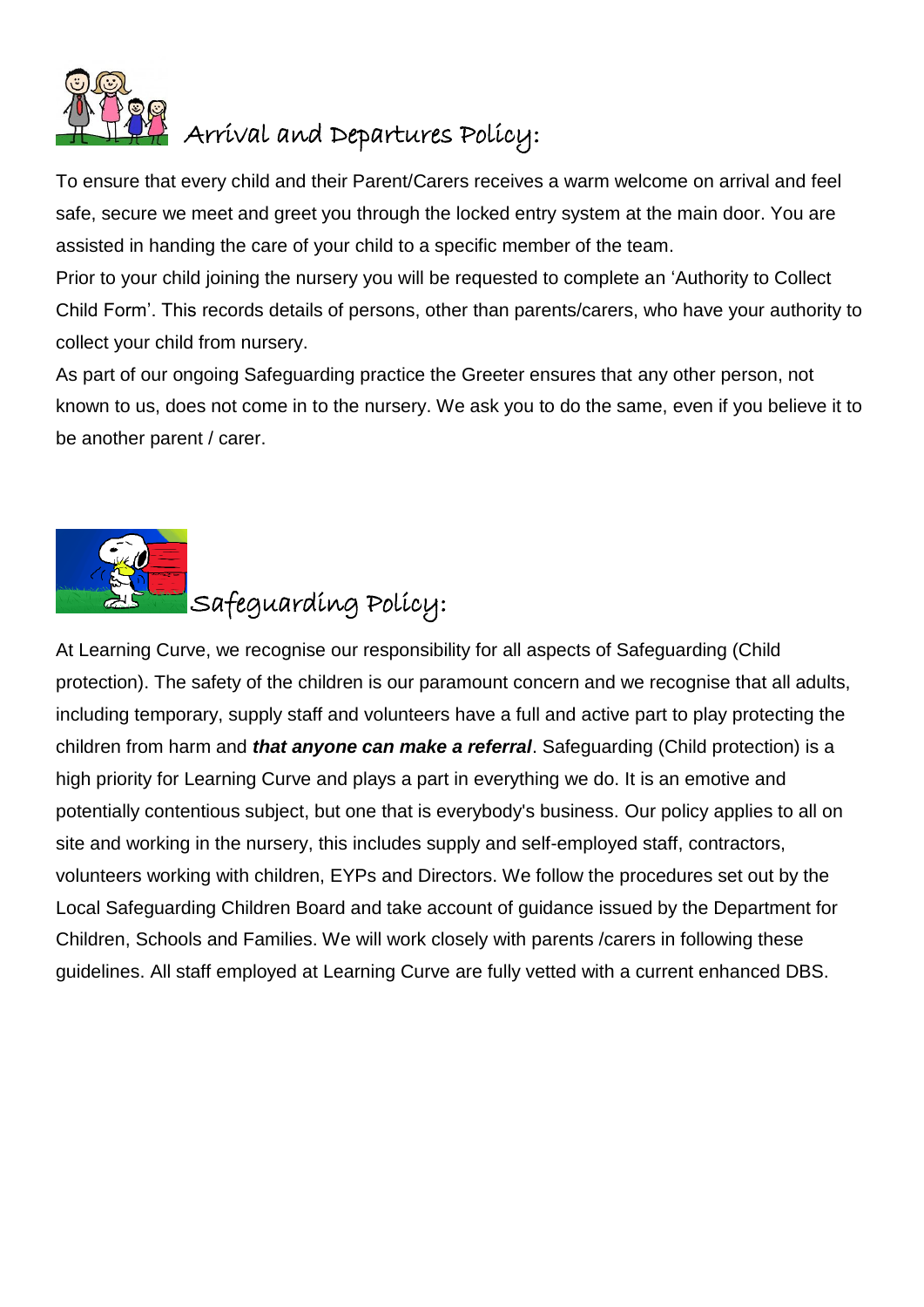## Arrival and Departures Policy:

To ensure that every child and their Parent/Carers receives a warm welcome on arrival and feel safe, secure we meet and greet you through the locked entry system at the main door. You are assisted in handing the care of your child to a specific member of the team.

Prior to your child joining the nursery you will be requested to complete an 'Authority to Collect Child Form'. This records details of persons, other than parents/carers, who have your authority to collect your child from nursery.

As part of our ongoing Safeguarding practice the Greeter ensures that any other person, not known to us, does not come in to the nursery. We ask you to do the same, even if you believe it to be another parent / carer.

## Safeguarding Policy:

At Learning Curve, we recognise our responsibility for all aspects of Safeguarding (Child protection). The safety of the children is our paramount concern and we recognise that all adults, including temporary, supply staff and volunteers have a full and active part to play protecting the children from harm and ***that anyone can make a referral***. Safeguarding (Child protection) is a high priority for Learning Curve and plays a part in everything we do. It is an emotive and potentially contentious subject, but one that is everybody's business. Our policy applies to all on site and working in the nursery, this includes supply and self-employed staff, contractors, volunteers working with children, EYPs and Directors. We follow the procedures set out by the Local Safeguarding Children Board and take account of guidance issued by the Department for Children, Schools and Families. We will work closely with parents /carers in following these guidelines. All staff employed at Learning Curve are fully vetted with a current enhanced DBS.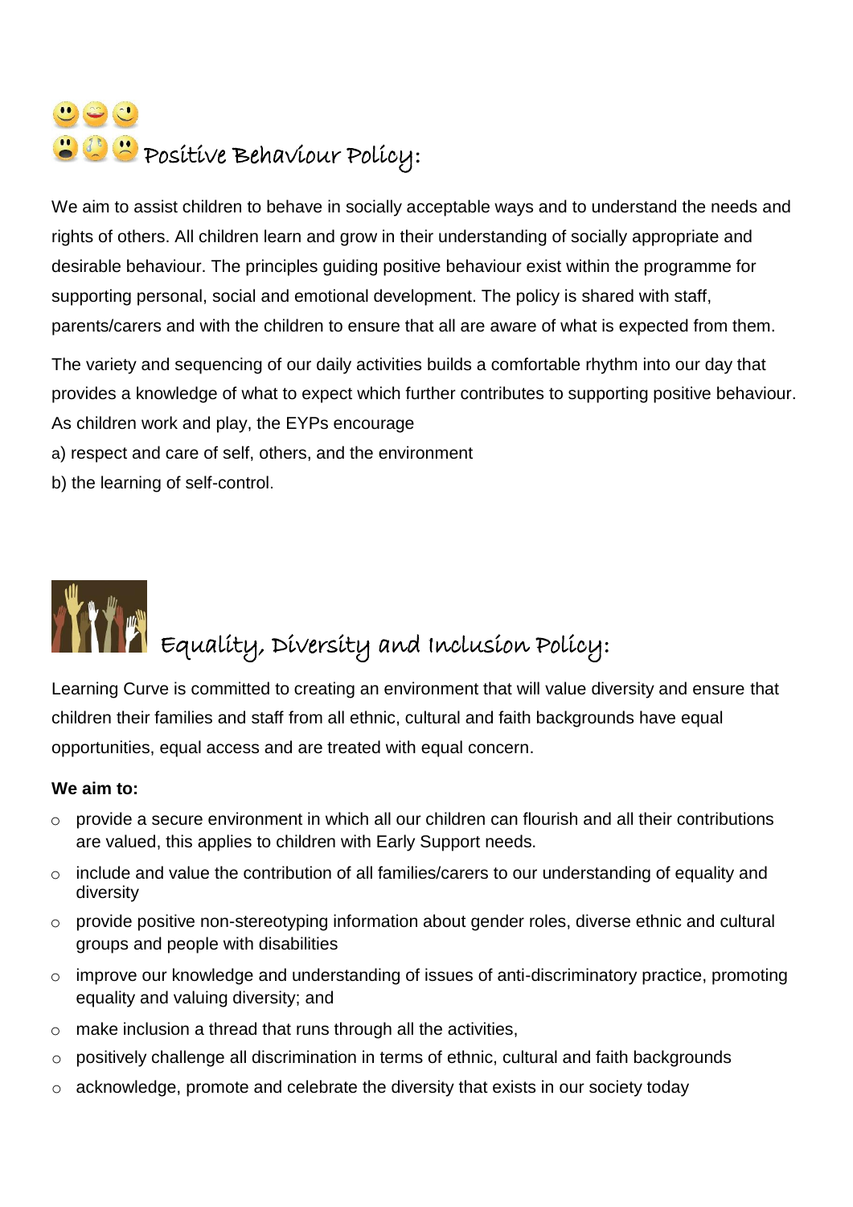## Positive Behaviour Policy:

We aim to assist children to behave in socially acceptable ways and to understand the needs and rights of others. All children learn and grow in their understanding of socially appropriate and desirable behaviour. The principles guiding positive behaviour exist within the programme for supporting personal, social and emotional development. The policy is shared with staff, parents/carers and with the children to ensure that all are aware of what is expected from them.

The variety and sequencing of our daily activities builds a comfortable rhythm into our day that provides a knowledge of what to expect which further contributes to supporting positive behaviour. As children work and play, the EYPs encourage

a) respect and care of self, others, and the environment

b) the learning of self-control.

## Equality, Diversity and Inclusion Policy:

Learning Curve is committed to creating an environment that will value diversity and ensure that children their families and staff from all ethnic, cultural and faith backgrounds have equal opportunities, equal access and are treated with equal concern.

**We aim to:**

- provide a secure environment in which all our children can flourish and all their contributions are valued, this applies to children with Early Support needs.
- include and value the contribution of all families/carers to our understanding of equality and diversity
- provide positive non-stereotyping information about gender roles, diverse ethnic and cultural groups and people with disabilities
- improve our knowledge and understanding of issues of anti-discriminatory practice, promoting equality and valuing diversity; and
- make inclusion a thread that runs through all the activities,
- positively challenge all discrimination in terms of ethnic, cultural and faith backgrounds
- acknowledge, promote and celebrate the diversity that exists in our society today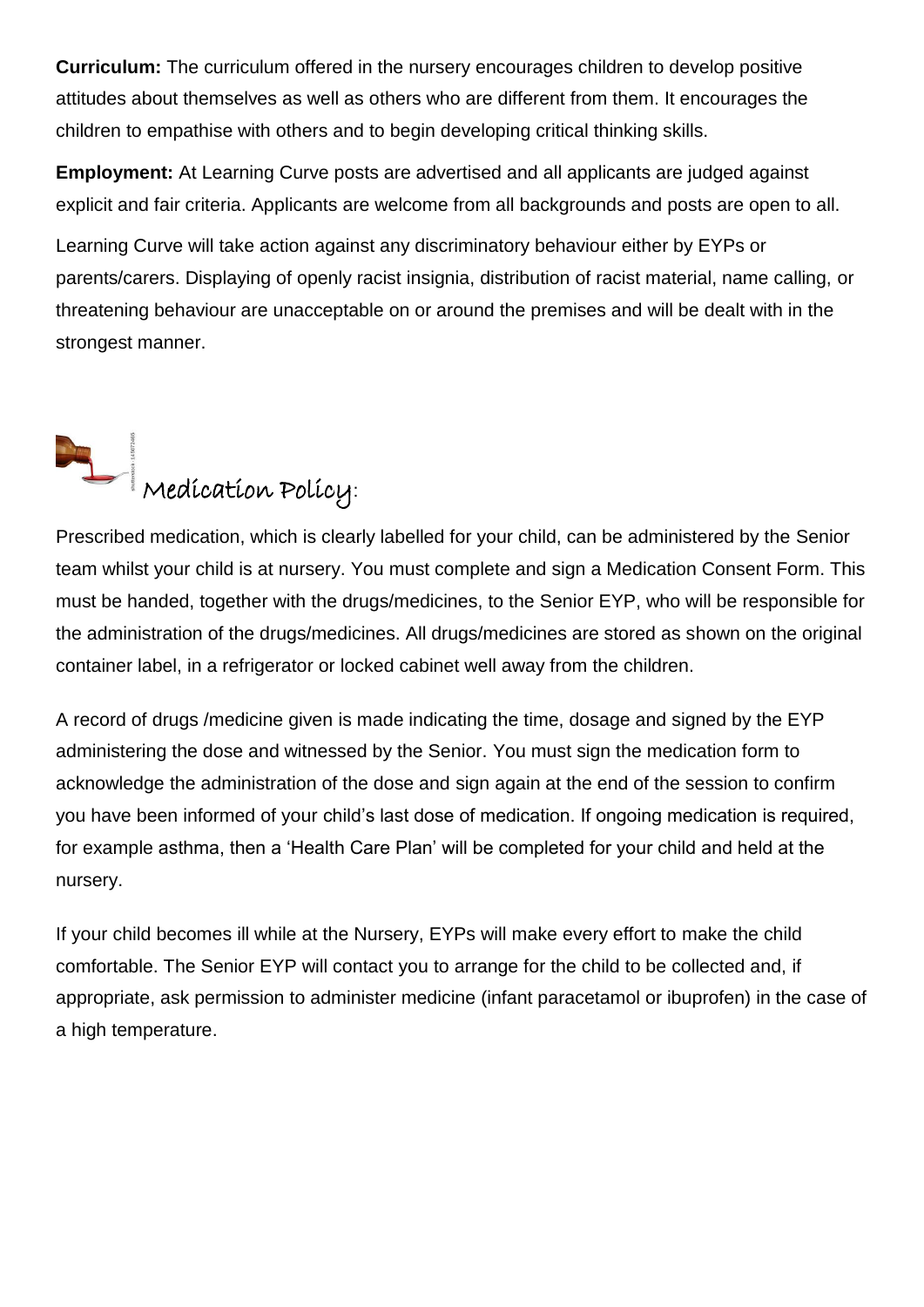**Curriculum:** The curriculum offered in the nursery encourages children to develop positive attitudes about themselves as well as others who are different from them. It encourages the children to empathise with others and to begin developing critical thinking skills.

**Employment:** At Learning Curve posts are advertised and all applicants are judged against explicit and fair criteria. Applicants are welcome from all backgrounds and posts are open to all.

Learning Curve will take action against any discriminatory behaviour either by EYPs or parents/carers. Displaying of openly racist insignia, distribution of racist material, name calling, or threatening behaviour are unacceptable on or around the premises and will be dealt with in the strongest manner.

## Medication Policy:

Prescribed medication, which is clearly labelled for your child, can be administered by the Senior team whilst your child is at nursery. You must complete and sign a Medication Consent Form. This must be handed, together with the drugs/medicines, to the Senior EYP, who will be responsible for the administration of the drugs/medicines. All drugs/medicines are stored as shown on the original container label, in a refrigerator or locked cabinet well away from the children.

A record of drugs /medicine given is made indicating the time, dosage and signed by the EYP administering the dose and witnessed by the Senior. You must sign the medication form to acknowledge the administration of the dose and sign again at the end of the session to confirm you have been informed of your child's last dose of medication. If ongoing medication is required, for example asthma, then a 'Health Care Plan' will be completed for your child and held at the nursery.

If your child becomes ill while at the Nursery, EYPs will make every effort to make the child comfortable. The Senior EYP will contact you to arrange for the child to be collected and, if appropriate, ask permission to administer medicine (infant paracetamol or ibuprofen) in the case of a high temperature.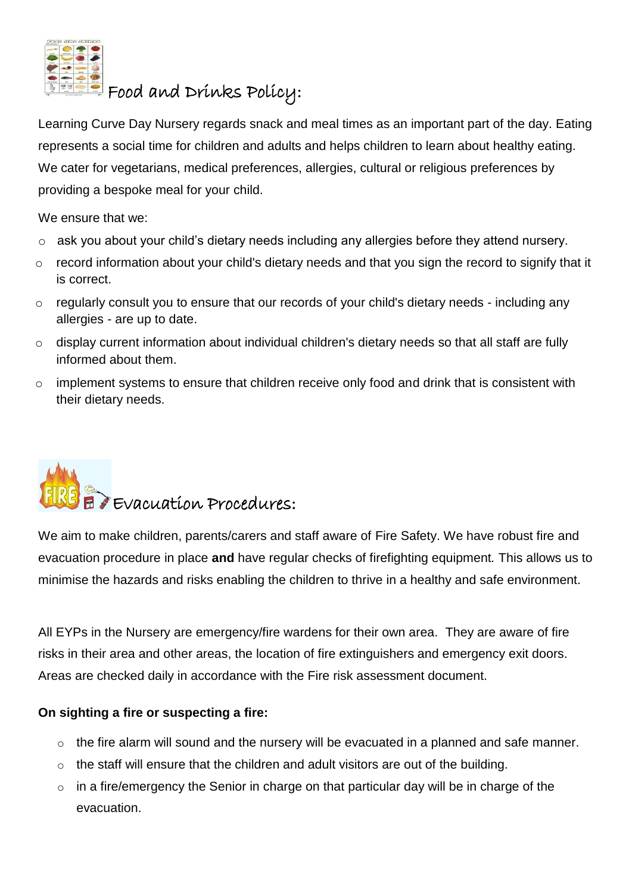## Food and Drinks Policy:

Learning Curve Day Nursery regards snack and meal times as an important part of the day. Eating represents a social time for children and adults and helps children to learn about healthy eating. We cater for vegetarians, medical preferences, allergies, cultural or religious preferences by providing a bespoke meal for your child.

We ensure that we:

- ask you about your child's dietary needs including any allergies before they attend nursery.
- record information about your child's dietary needs and that you sign the record to signify that it is correct.
- regularly consult you to ensure that our records of your child's dietary needs - including any allergies - are up to date.
- display current information about individual children's dietary needs so that all staff are fully informed about them.
- implement systems to ensure that children receive only food and drink that is consistent with their dietary needs.

## Evacuation Procedures:

We aim to make children, parents/carers and staff aware of Fire Safety. We have robust fire and evacuation procedure in place **and** have regular checks of firefighting equipment. This allows us to minimise the hazards and risks enabling the children to thrive in a healthy and safe environment.

All EYPs in the Nursery are emergency/fire wardens for their own area. They are aware of fire risks in their area and other areas, the location of fire extinguishers and emergency exit doors. Areas are checked daily in accordance with the Fire risk assessment document.

**On sighting a fire or suspecting a fire:**

- the fire alarm will sound and the nursery will be evacuated in a planned and safe manner.
- the staff will ensure that the children and adult visitors are out of the building.
- in a fire/emergency the Senior in charge on that particular day will be in charge of the evacuation.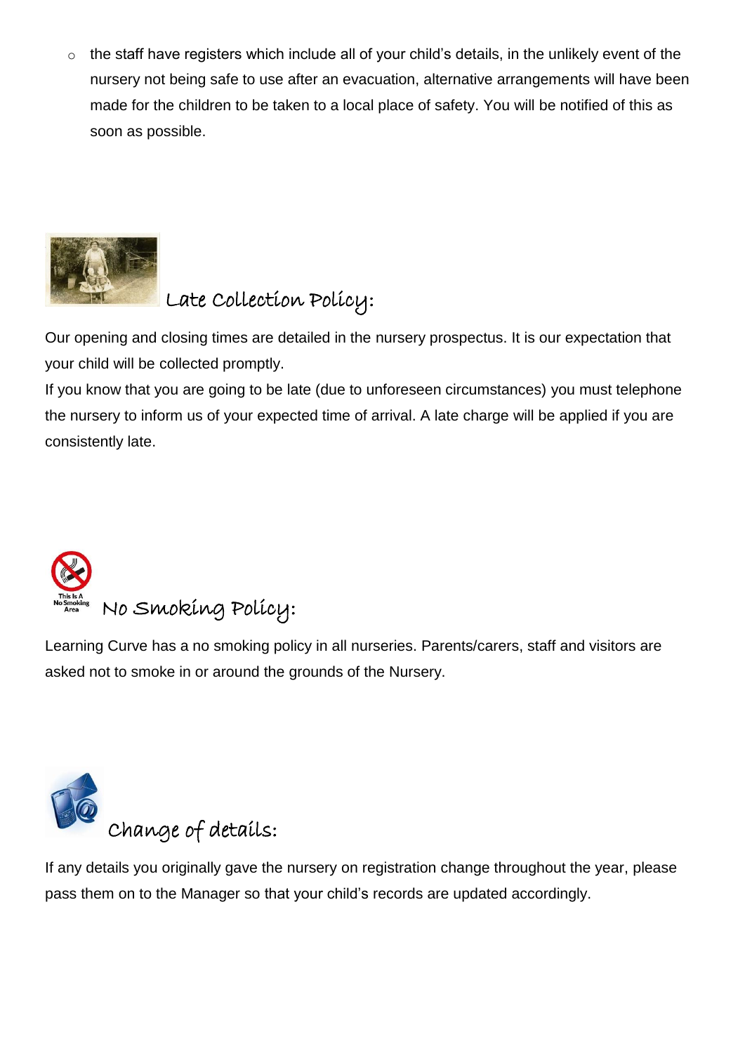- the staff have registers which include all of your child's details, in the unlikely event of the nursery not being safe to use after an evacuation, alternative arrangements will have been made for the children to be taken to a local place of safety. You will be notified of this as soon as possible.

## Late Collection Policy:

Our opening and closing times are detailed in the nursery prospectus. It is our expectation that your child will be collected promptly.

If you know that you are going to be late (due to unforeseen circumstances) you must telephone the nursery to inform us of your expected time of arrival. A late charge will be applied if you are consistently late.

## No Smoking Policy:

Learning Curve has a no smoking policy in all nurseries. Parents/carers, staff and visitors are asked not to smoke in or around the grounds of the Nursery.

## Change of details:

If any details you originally gave the nursery on registration change throughout the year, please pass them on to the Manager so that your child's records are updated accordingly.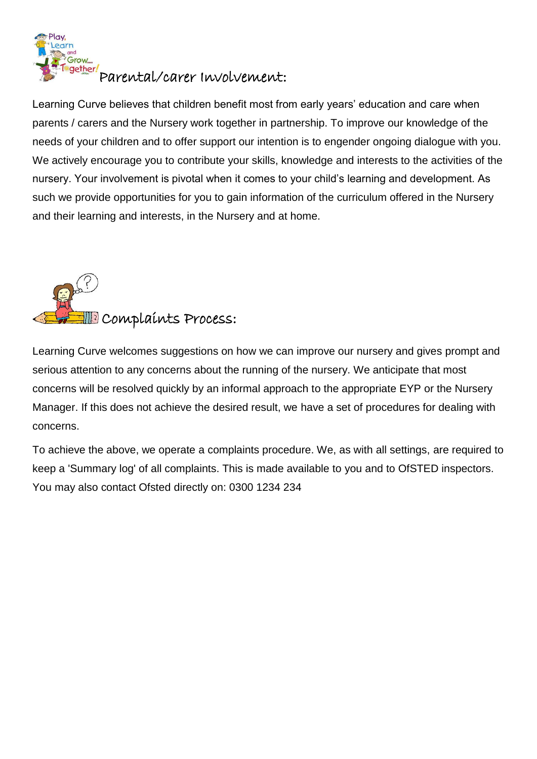## Parental/carer Involvement:

Learning Curve believes that children benefit most from early years' education and care when parents / carers and the Nursery work together in partnership. To improve our knowledge of the needs of your children and to offer support our intention is to engender ongoing dialogue with you. We actively encourage you to contribute your skills, knowledge and interests to the activities of the nursery. Your involvement is pivotal when it comes to your child's learning and development. As such we provide opportunities for you to gain information of the curriculum offered in the Nursery and their learning and interests, in the Nursery and at home.

## Complaints Process:

Learning Curve welcomes suggestions on how we can improve our nursery and gives prompt and serious attention to any concerns about the running of the nursery. We anticipate that most concerns will be resolved quickly by an informal approach to the appropriate EYP or the Nursery Manager. If this does not achieve the desired result, we have a set of procedures for dealing with concerns.

To achieve the above, we operate a complaints procedure. We, as with all settings, are required to keep a 'Summary log' of all complaints. This is made available to you and to OfSTED inspectors. You may also contact Ofsted directly on: 0300 1234 234